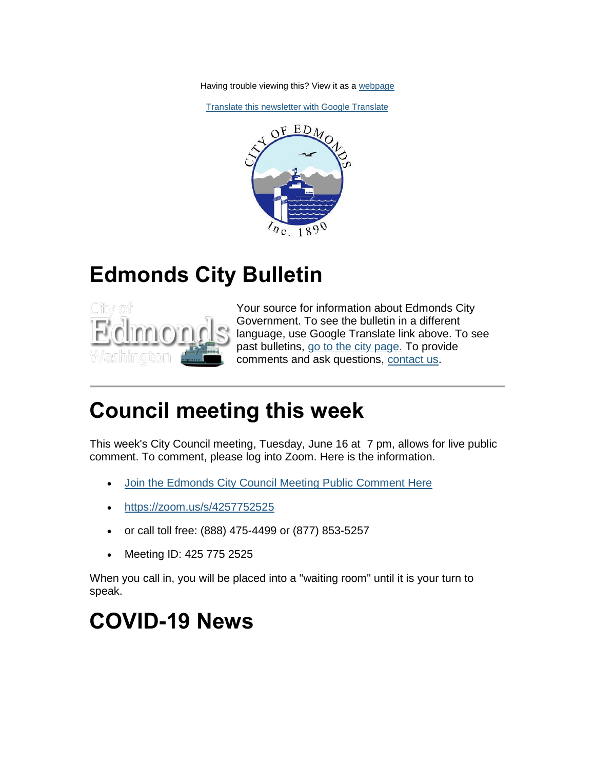Having trouble viewing this? View it as a webpage

Translate this newsletter with Google Translate

# Edmonds City Bulletin

Your source for information about Edmonds City Government. To see the bulletin in a different language, use Google Translate link above. To see past bulletins, go to the city page. To provide comments and ask questions, contact us.

---

# Council meeting this week

This week's City Council meeting, Tuesday, June 16 at 7 pm, allows for live public comment. To comment, please log into Zoom. Here is the information.

- Join the Edmonds City Council Meeting Public Comment Here
- https://zoom.us/s/4257752525
- or call toll free: (888) 475-4499 or (877) 853-5257
- Meeting ID: 425 775 2525

When you call in, you will be placed into a "waiting room" until it is your turn to speak.

# COVID-19 News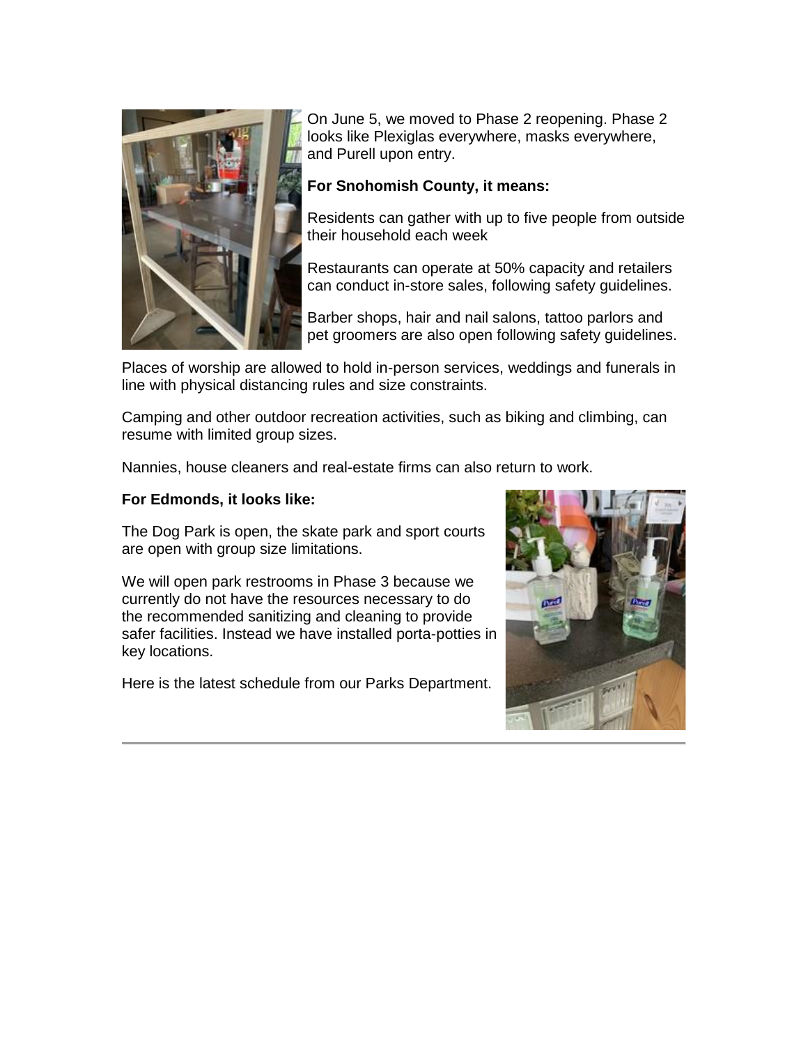On June 5, we moved to Phase 2 reopening. Phase 2 looks like Plexiglas everywhere, masks everywhere, and Purell upon entry.

**For Snohomish County, it means:**

Residents can gather with up to five people from outside their household each week

Restaurants can operate at 50% capacity and retailers can conduct in-store sales, following safety guidelines.

Barber shops, hair and nail salons, tattoo parlors and pet groomers are also open following safety guidelines.

Places of worship are allowed to hold in-person services, weddings and funerals in line with physical distancing rules and size constraints.

Camping and other outdoor recreation activities, such as biking and climbing, can resume with limited group sizes.

Nannies, house cleaners and real-estate firms can also return to work.

**For Edmonds, it looks like:**

The Dog Park is open, the skate park and sport courts are open with group size limitations.

We will open park restrooms in Phase 3 because we currently do not have the resources necessary to do the recommended sanitizing and cleaning to provide safer facilities. Instead we have installed porta-potties in key locations.

Here is the latest schedule from our Parks Department.

---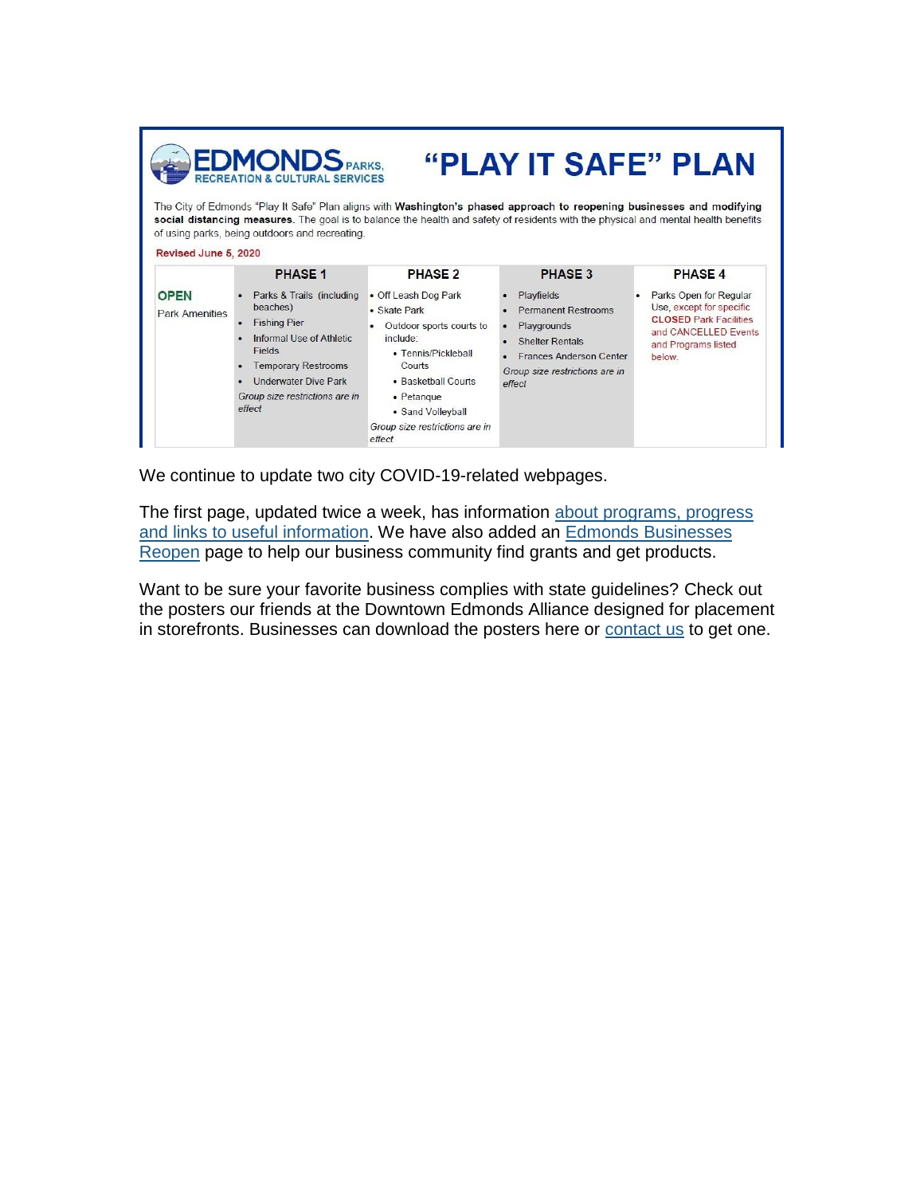# EDMONDS PARKS, RECREATION & CULTURAL SERVICES

# "PLAY IT SAFE" PLAN

The City of Edmonds "Play It Safe" Plan aligns with **Washington's phased approach to reopening businesses and modifying social distancing measures.** The goal is to balance the health and safety of residents with the physical and mental health benefits of using parks, being outdoors and recreating.

Revised June 5, 2020

| | PHASE 1 | PHASE 2 | PHASE 3 | PHASE 4 |
|---|---|---|---|---|
| **OPEN** Park Amenities | • Parks & Trails (including beaches)<br>• Fishing Pier<br>• Informal Use of Athletic Fields<br>• Temporary Restrooms<br>• Underwater Dive Park<br>*Group size restrictions are in effect* | • Off Leash Dog Park<br>• Skate Park<br>• Outdoor sports courts to include:<br>  • Tennis/Pickleball Courts<br>  • Basketball Courts<br>  • Petanque<br>  • Sand Volleyball<br>*Group size restrictions are in effect* | • Playfields<br>• Permanent Restrooms<br>• Playgrounds<br>• Shelter Rentals<br>• Frances Anderson Center<br>*Group size restrictions are in effect* | • Parks Open for Regular Use, except for specific **CLOSED** Park Facilities and CANCELLED Events and Programs listed below. |

We continue to update two city COVID-19-related webpages.

The first page, updated twice a week, has information [about programs, progress and links to useful information](). We have also added an [Edmonds Businesses Reopen]() page to help our business community find grants and get products.

Want to be sure your favorite business complies with state guidelines? Check out the posters our friends at the Downtown Edmonds Alliance designed for placement in storefronts. Businesses can download the posters here or [contact us]() to get one.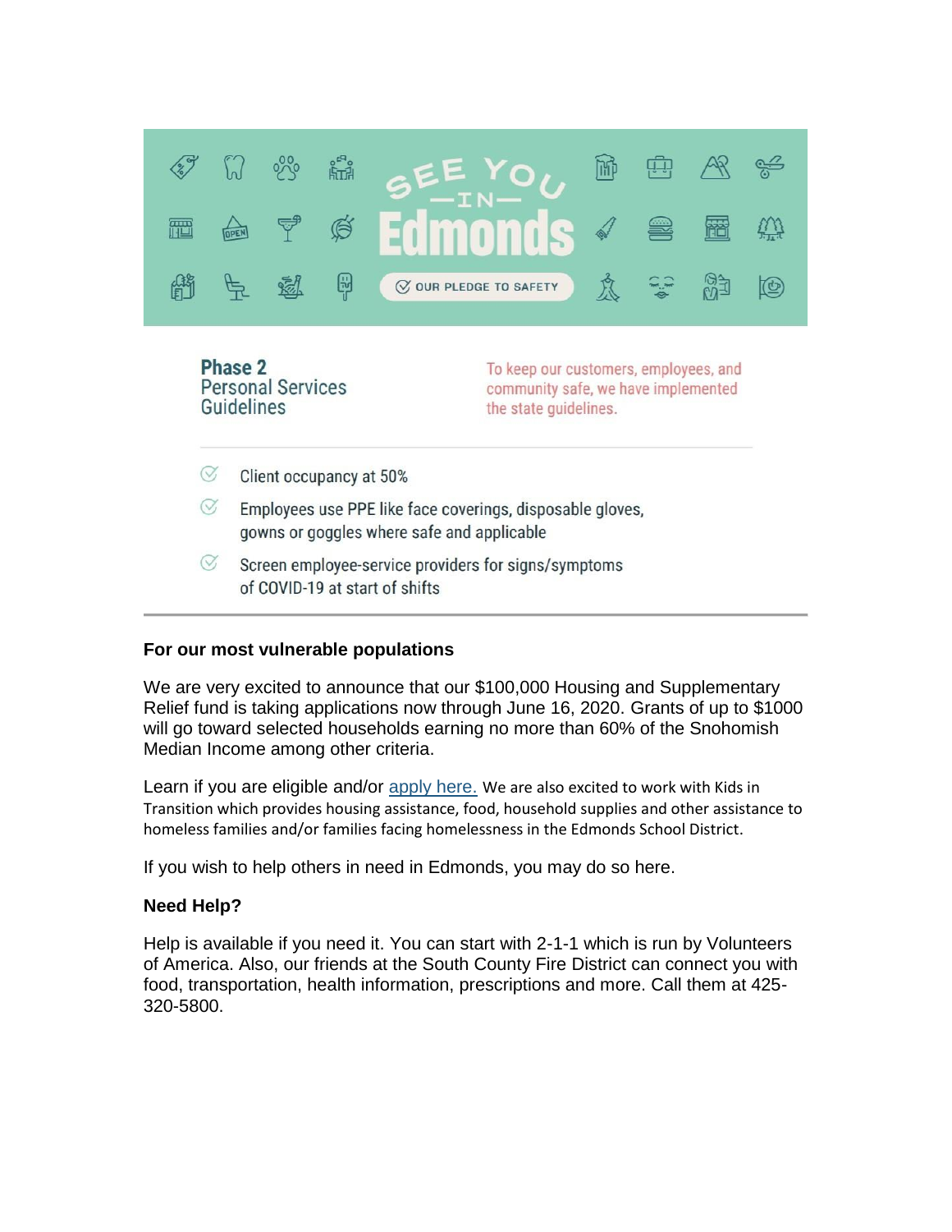SEE YOU —IN— Edmonds

OUR PLEDGE TO SAFETY

**Phase 2**
Personal Services
Guidelines

To keep our customers, employees, and community safe, we have implemented the state guidelines.

- Client occupancy at 50%
- Employees use PPE like face coverings, disposable gloves, gowns or goggles where safe and applicable
- Screen employee-service providers for signs/symptoms of COVID-19 at start of shifts

**For our most vulnerable populations**

We are very excited to announce that our $100,000 Housing and Supplementary Relief fund is taking applications now through June 16, 2020. Grants of up to $1000 will go toward selected households earning no more than 60% of the Snohomish Median Income among other criteria.

Learn if you are eligible and/or apply here. We are also excited to work with Kids in Transition which provides housing assistance, food, household supplies and other assistance to homeless families and/or families facing homelessness in the Edmonds School District.

If you wish to help others in need in Edmonds, you may do so here.

**Need Help?**

Help is available if you need it. You can start with 2-1-1 which is run by Volunteers of America. Also, our friends at the South County Fire District can connect you with food, transportation, health information, prescriptions and more. Call them at 425-320-5800.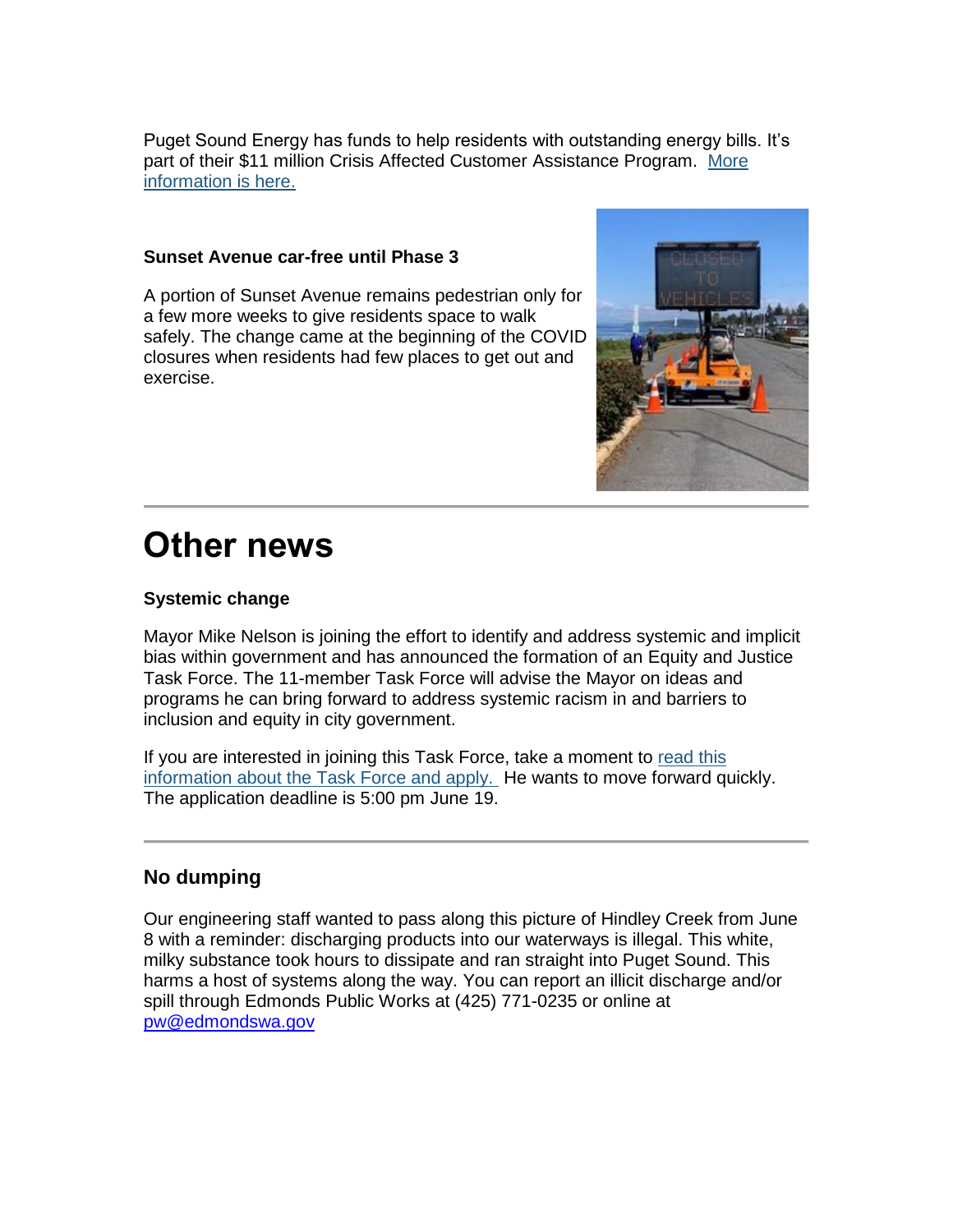Puget Sound Energy has funds to help residents with outstanding energy bills. It's part of their $11 million Crisis Affected Customer Assistance Program. More information is here.

**Sunset Avenue car-free until Phase 3**

A portion of Sunset Avenue remains pedestrian only for a few more weeks to give residents space to walk safely. The change came at the beginning of the COVID closures when residents had few places to get out and exercise.

# Other news

**Systemic change**

Mayor Mike Nelson is joining the effort to identify and address systemic and implicit bias within government and has announced the formation of an Equity and Justice Task Force. The 11-member Task Force will advise the Mayor on ideas and programs he can bring forward to address systemic racism in and barriers to inclusion and equity in city government.

If you are interested in joining this Task Force, take a moment to read this information about the Task Force and apply. He wants to move forward quickly. The application deadline is 5:00 pm June 19.

## No dumping

Our engineering staff wanted to pass along this picture of Hindley Creek from June 8 with a reminder: discharging products into our waterways is illegal. This white, milky substance took hours to dissipate and ran straight into Puget Sound. This harms a host of systems along the way. You can report an illicit discharge and/or spill through Edmonds Public Works at (425) 771-0235 or online at pw@edmondswa.gov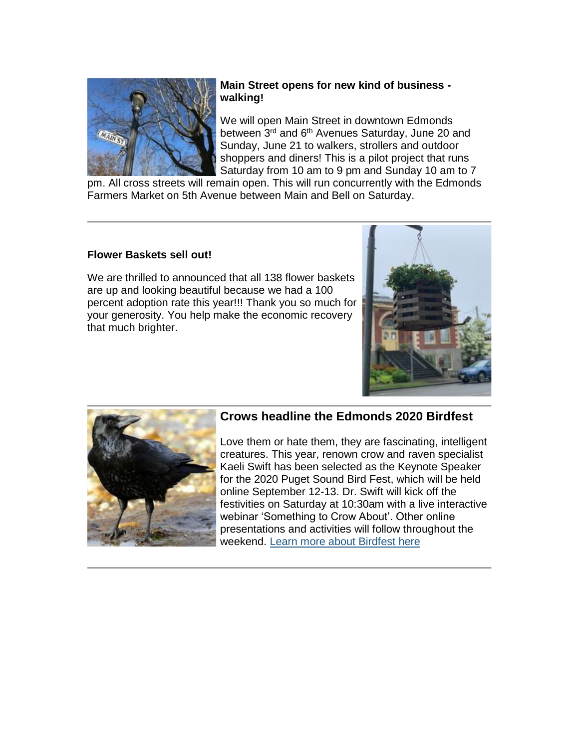**Main Street opens for new kind of business - walking!**

We will open Main Street in downtown Edmonds between 3rd and 6th Avenues Saturday, June 20 and Sunday, June 21 to walkers, strollers and outdoor shoppers and diners! This is a pilot project that runs Saturday from 10 am to 9 pm and Sunday 10 am to 7 pm. All cross streets will remain open. This will run concurrently with the Edmonds Farmers Market on 5th Avenue between Main and Bell on Saturday.

---

**Flower Baskets sell out!**

We are thrilled to announced that all 138 flower baskets are up and looking beautiful because we had a 100 percent adoption rate this year!!! Thank you so much for your generosity. You help make the economic recovery that much brighter.

---

## Crows headline the Edmonds 2020 Birdfest

Love them or hate them, they are fascinating, intelligent creatures. This year, renown crow and raven specialist Kaeli Swift has been selected as the Keynote Speaker for the 2020 Puget Sound Bird Fest, which will be held online September 12-13. Dr. Swift will kick off the festivities on Saturday at 10:30am with a live interactive webinar 'Something to Crow About'. Other online presentations and activities will follow throughout the weekend. Learn more about Birdfest here

---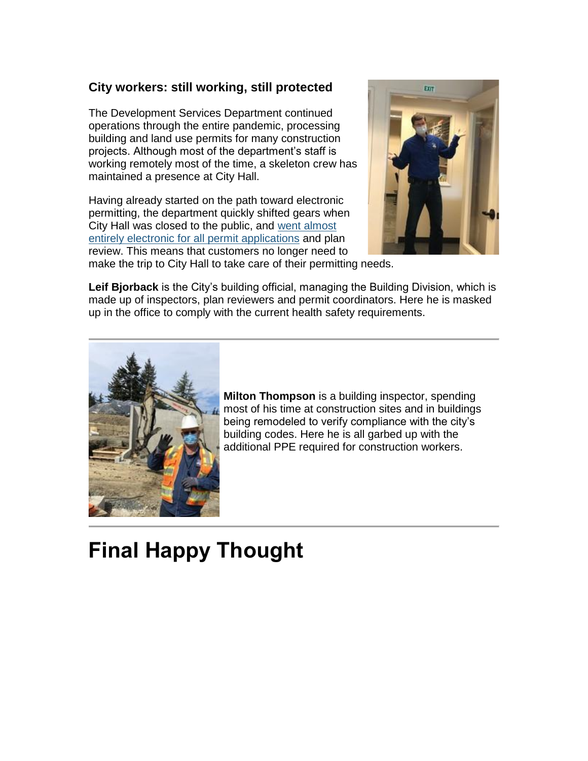### City workers: still working, still protected

The Development Services Department continued operations through the entire pandemic, processing building and land use permits for many construction projects. Although most of the department's staff is working remotely most of the time, a skeleton crew has maintained a presence at City Hall.

Having already started on the path toward electronic permitting, the department quickly shifted gears when City Hall was closed to the public, and went almost entirely electronic for all permit applications and plan review. This means that customers no longer need to make the trip to City Hall to take care of their permitting needs.

**Leif Bjorback** is the City's building official, managing the Building Division, which is made up of inspectors, plan reviewers and permit coordinators. Here he is masked up in the office to comply with the current health safety requirements.

---

**Milton Thompson** is a building inspector, spending most of his time at construction sites and in buildings being remodeled to verify compliance with the city's building codes. Here he is all garbed up with the additional PPE required for construction workers.

---

# Final Happy Thought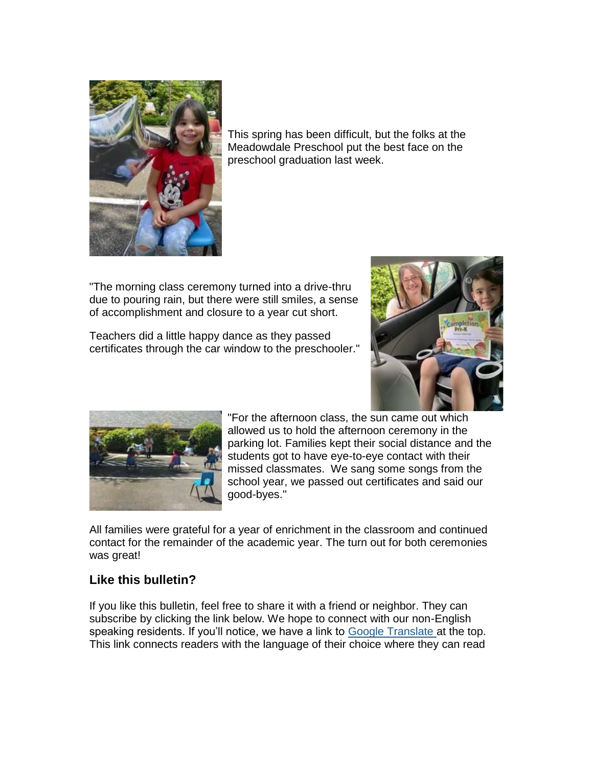This spring has been difficult, but the folks at the Meadowdale Preschool put the best face on the preschool graduation last week.

"The morning class ceremony turned into a drive-thru due to pouring rain, but there were still smiles, a sense of accomplishment and closure to a year cut short.

Teachers did a little happy dance as they passed certificates through the car window to the preschooler."

"For the afternoon class, the sun came out which allowed us to hold the afternoon ceremony in the parking lot. Families kept their social distance and the students got to have eye-to-eye contact with their missed classmates. We sang some songs from the school year, we passed out certificates and said our good-byes."

All families were grateful for a year of enrichment in the classroom and continued contact for the remainder of the academic year. The turn out for both ceremonies was great!

## Like this bulletin?

If you like this bulletin, feel free to share it with a friend or neighbor. They can subscribe by clicking the link below. We hope to connect with our non-English speaking residents. If you'll notice, we have a link to Google Translate at the top. This link connects readers with the language of their choice where they can read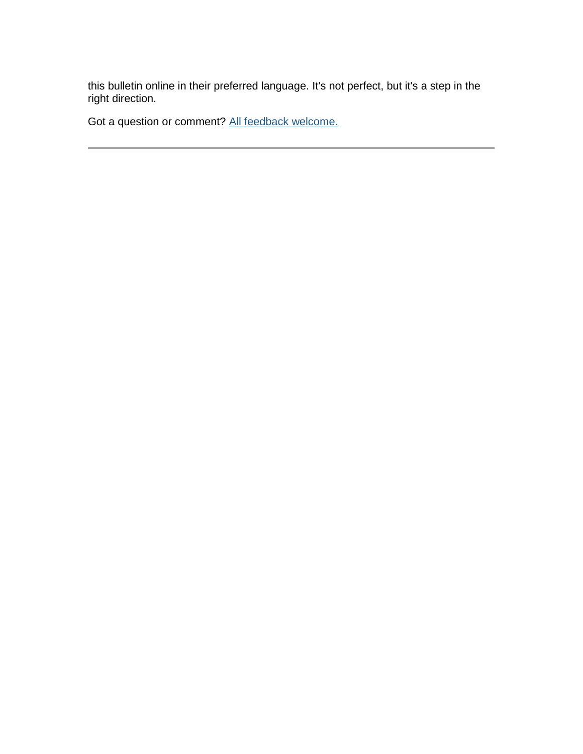this bulletin online in their preferred language. It's not perfect, but it's a step in the right direction.

Got a question or comment? All feedback welcome.

---